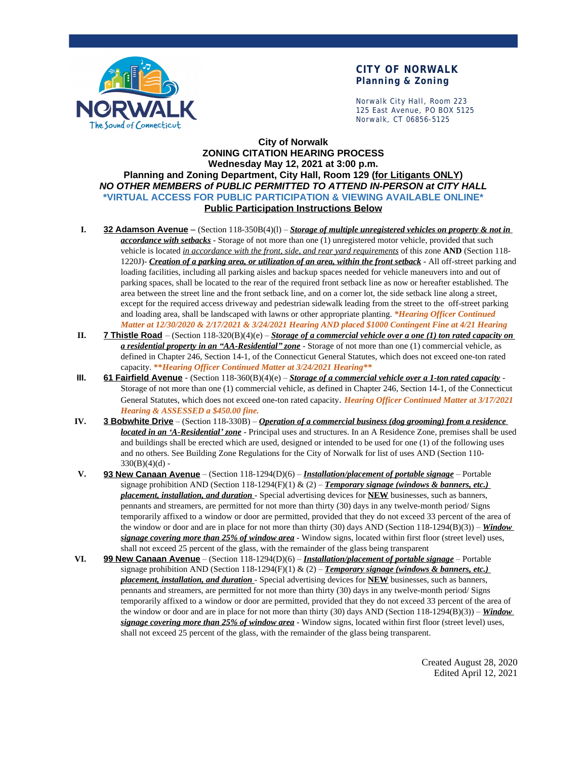**CITY OF NORWALK**
**Planning & Zoning**

Norwalk City Hall, Room 223
125 East Avenue, PO BOX 5125
Norwalk, CT 06856-5125

# City of Norwalk
## ZONING CITATION HEARING PROCESS
## Wednesday May 12, 2021 at 3:00 p.m.
## Planning and Zoning Department, City Hall, Room 129 (for Litigants ONLY)

***NO OTHER MEMBERS of PUBLIC PERMITTED TO ATTEND IN-PERSON at CITY HALL***

**\*VIRTUAL ACCESS FOR PUBLIC PARTICIPATION & VIEWING AVAILABLE ONLINE\***

**Public Participation Instructions Below**

I. **32 Adamson Avenue** – (Section 118-350B(4)(l) – ***Storage of multiple unregistered vehicles on property & not in accordance with setbacks*** - Storage of not more than one (1) unregistered motor vehicle, provided that such vehicle is located *in accordance with the front, side, and rear yard requirements* of this zone **AND** (Section 118-1220J)- ***Creation of a parking area, or utilization of an area, within the front setback*** - All off-street parking and loading facilities, including all parking aisles and backup spaces needed for vehicle maneuvers into and out of parking spaces, shall be located to the rear of the required front setback line as now or hereafter established. The area between the street line and the front setback line, and on a corner lot, the side setback line along a street, except for the required access driveway and pedestrian sidewalk leading from the street to the off-street parking and loading area, shall be landscaped with lawns or other appropriate planting. ***\*Hearing Officer Continued Matter at 12/30/2020 & 2/17/2021 & 3/24/2021 Hearing AND placed $1000 Contingent Fine at 4/21 Hearing***

II. **7 Thistle Road** – (Section 118-320(B)(4)(e) – ***Storage of a commercial vehicle over a one (1) ton rated capacity on a residential property in an "AA-Residential" zone*** - Storage of not more than one (1) commercial vehicle, as defined in Chapter 246, Section 14-1, of the Connecticut General Statutes, which does not exceed one-ton rated capacity. ***\*\*Hearing Officer Continued Matter at 3/24/2021 Hearing\*\****

III. **61 Fairfield Avenue** - (Section 118-360(B)(4)(e) – ***Storage of a commercial vehicle over a 1-ton rated capacity*** - Storage of not more than one (1) commercial vehicle, as defined in Chapter 246, Section 14-1, of the Connecticut General Statutes, which does not exceed one-ton rated capacity. ***Hearing Officer Continued Matter at 3/17/2021 Hearing & ASSESSED a $450.00 fine.***

IV. **3 Bobwhite Drive** – (Section 118-330B) – ***Operation of a commercial business (dog grooming) from a residence located in an 'A-Residential' zone*** - Principal uses and structures. In an A Residence Zone, premises shall be used and buildings shall be erected which are used, designed or intended to be used for one (1) of the following uses and no others. See Building Zone Regulations for the City of Norwalk for list of uses AND (Section 110-330(B)(4)(d) -

V. **93 New Canaan Avenue** – (Section 118-1294(D)(6) – ***Installation/placement of portable signage*** – Portable signage prohibition AND (Section 118-1294(F)(1) & (2) – ***Temporary signage (windows & banners, etc.) placement, installation, and duration*** - Special advertising devices for **NEW** businesses, such as banners, pennants and streamers, are permitted for not more than thirty (30) days in any twelve-month period/ Signs temporarily affixed to a window or door are permitted, provided that they do not exceed 33 percent of the area of the window or door and are in place for not more than thirty (30) days AND (Section 118-1294(B)(3)) – ***Window signage covering more than 25% of window area*** - Window signs, located within first floor (street level) uses, shall not exceed 25 percent of the glass, with the remainder of the glass being transparent

VI. **99 New Canaan Avenue** – (Section 118-1294(D)(6) – ***Installation/placement of portable signage*** – Portable signage prohibition AND (Section 118-1294(F)(1) & (2) – ***Temporary signage (windows & banners, etc.) placement, installation, and duration*** - Special advertising devices for **NEW** businesses, such as banners, pennants and streamers, are permitted for not more than thirty (30) days in any twelve-month period/ Signs temporarily affixed to a window or door are permitted, provided that they do not exceed 33 percent of the area of the window or door and are in place for not more than thirty (30) days AND (Section 118-1294(B)(3)) – ***Window signage covering more than 25% of window area*** - Window signs, located within first floor (street level) uses, shall not exceed 25 percent of the glass, with the remainder of the glass being transparent.

Created August 28, 2020
Edited April 12, 2021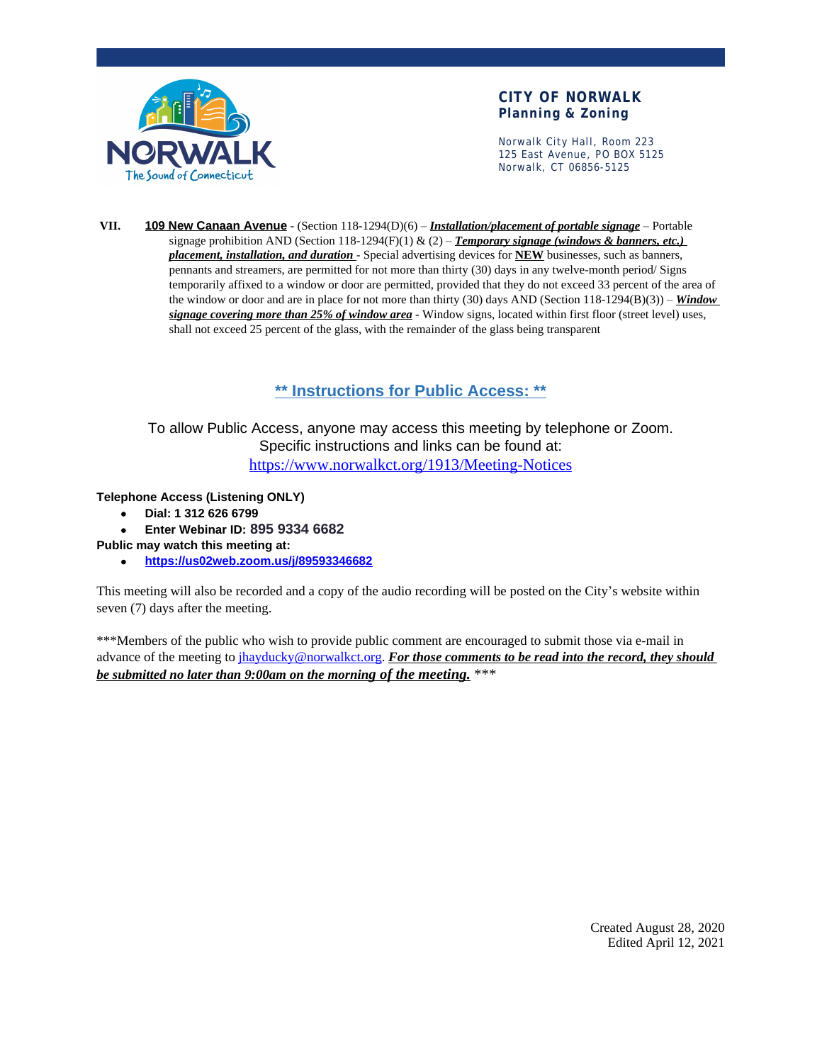**CITY OF NORWALK**
**Planning & Zoning**

Norwalk City Hall, Room 223
125 East Avenue, PO BOX 5125
Norwalk, CT 06856-5125

**VII.** **109 New Canaan Avenue** - (Section 118-1294(D)(6) – ***Installation/placement of portable signage*** – Portable signage prohibition AND (Section 118-1294(F)(1) & (2) – ***Temporary signage (windows & banners, etc.) placement, installation, and duration*** - Special advertising devices for **NEW** businesses, such as banners, pennants and streamers, are permitted for not more than thirty (30) days in any twelve-month period/ Signs temporarily affixed to a window or door are permitted, provided that they do not exceed 33 percent of the area of the window or door and are in place for not more than thirty (30) days AND (Section 118-1294(B)(3)) – ***Window signage covering more than 25% of window area*** - Window signs, located within first floor (street level) uses, shall not exceed 25 percent of the glass, with the remainder of the glass being transparent

## ** Instructions for Public Access: **

To allow Public Access, anyone may access this meeting by telephone or Zoom. Specific instructions and links can be found at: https://www.norwalkct.org/1913/Meeting-Notices

**Telephone Access (Listening ONLY)**

- **Dial: 1 312 626 6799**
- **Enter Webinar ID: 895 9334 6682**

**Public may watch this meeting at:**

- **https://us02web.zoom.us/j/89593346682**

This meeting will also be recorded and a copy of the audio recording will be posted on the City's website within seven (7) days after the meeting.

***Members of the public who wish to provide public comment are encouraged to submit those via e-mail in advance of the meeting to jhayducky@norwalkct.org. ***For those comments to be read into the record, they should be submitted no later than 9:00am on the morning of the meeting.*** ***

Created August 28, 2020
Edited April 12, 2021